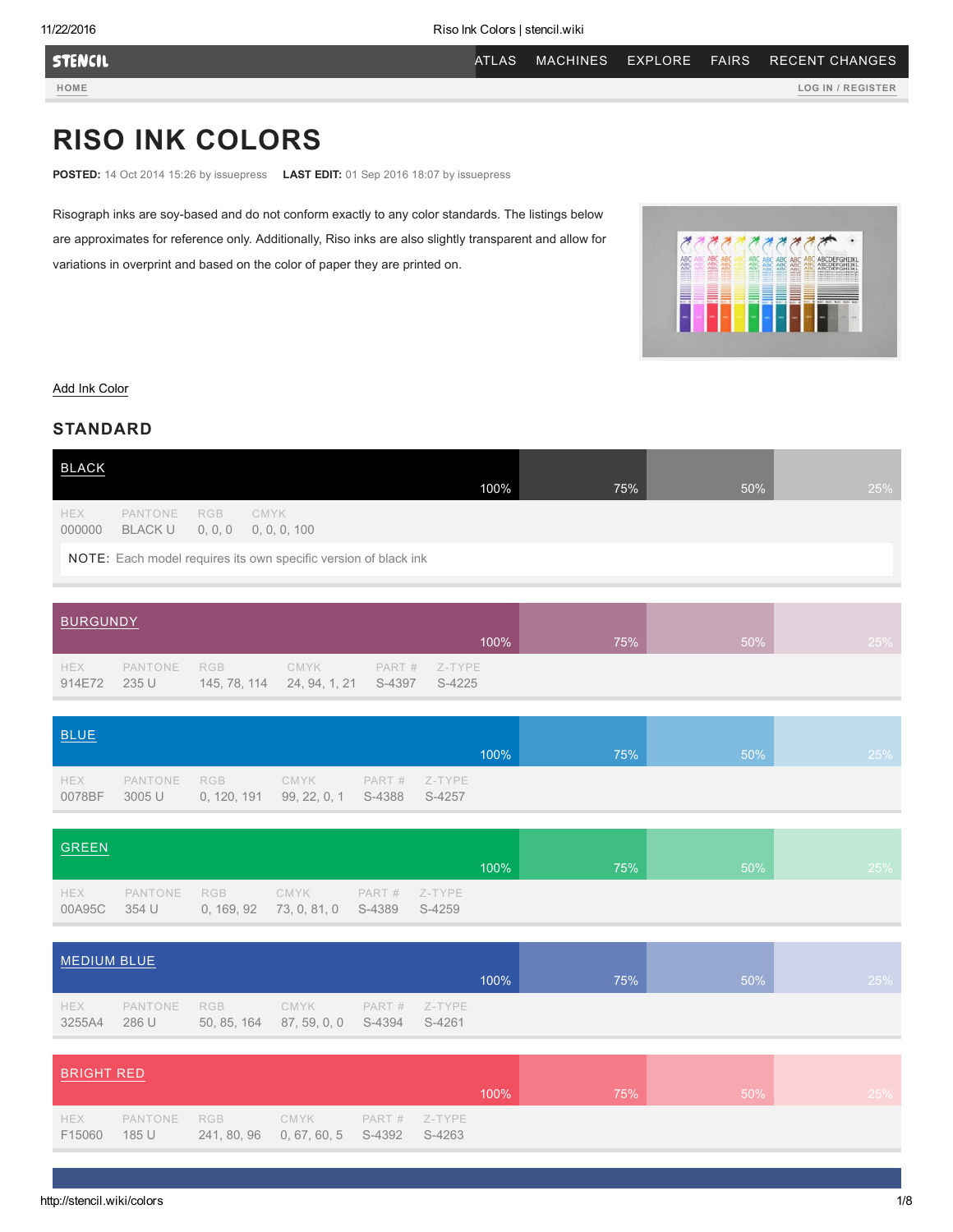# RISO INK COLORS

**POSTED:** 14 Oct 2014 15:26 by issuepress **LAST EDIT:** 01 Sep 2016 18:07 by issuepress

Risograph inks are soy-based and do not conform exactly to any color standards. The listings below are approximates for reference only. Additionally, Riso inks are also slightly transparent and allow for variations in overprint and based on the color of paper they are printed on.

Add Ink Color

## STANDARD

### BLACK

100% | 75% | 50% | 25%

| HEX | PANTONE | RGB | CMYK |
|---|---|---|---|
| 000000 | BLACK U | 0, 0, 0 | 0, 0, 0, 100 |

NOTE: Each model requires its own specific version of black ink

### BURGUNDY

100% | 75% | 50% | 25%

| HEX | PANTONE | RGB | CMYK | PART # | Z-TYPE |
|---|---|---|---|---|---|
| 914E72 | 235 U | 145, 78, 114 | 24, 94, 1, 21 | S-4397 | S-4225 |

### BLUE

100% | 75% | 50% | 25%

| HEX | PANTONE | RGB | CMYK | PART # | Z-TYPE |
|---|---|---|---|---|---|
| 0078BF | 3005 U | 0, 120, 191 | 99, 22, 0, 1 | S-4388 | S-4257 |

### GREEN

100% | 75% | 50% | 25%

| HEX | PANTONE | RGB | CMYK | PART # | Z-TYPE |
|---|---|---|---|---|---|
| 00A95C | 354 U | 0, 169, 92 | 73, 0, 81, 0 | S-4389 | S-4259 |

### MEDIUM BLUE

100% | 75% | 50% | 25%

| HEX | PANTONE | RGB | CMYK | PART # | Z-TYPE |
|---|---|---|---|---|---|
| 3255A4 | 286 U | 50, 85, 164 | 87, 59, 0, 0 | S-4394 | S-4261 |

### BRIGHT RED

100% | 75% | 50% | 25%

| HEX | PANTONE | RGB | CMYK | PART # | Z-TYPE |
|---|---|---|---|---|---|
| F15060 | 185 U | 241, 80, 96 | 0, 67, 60, 5 | S-4392 | S-4263 |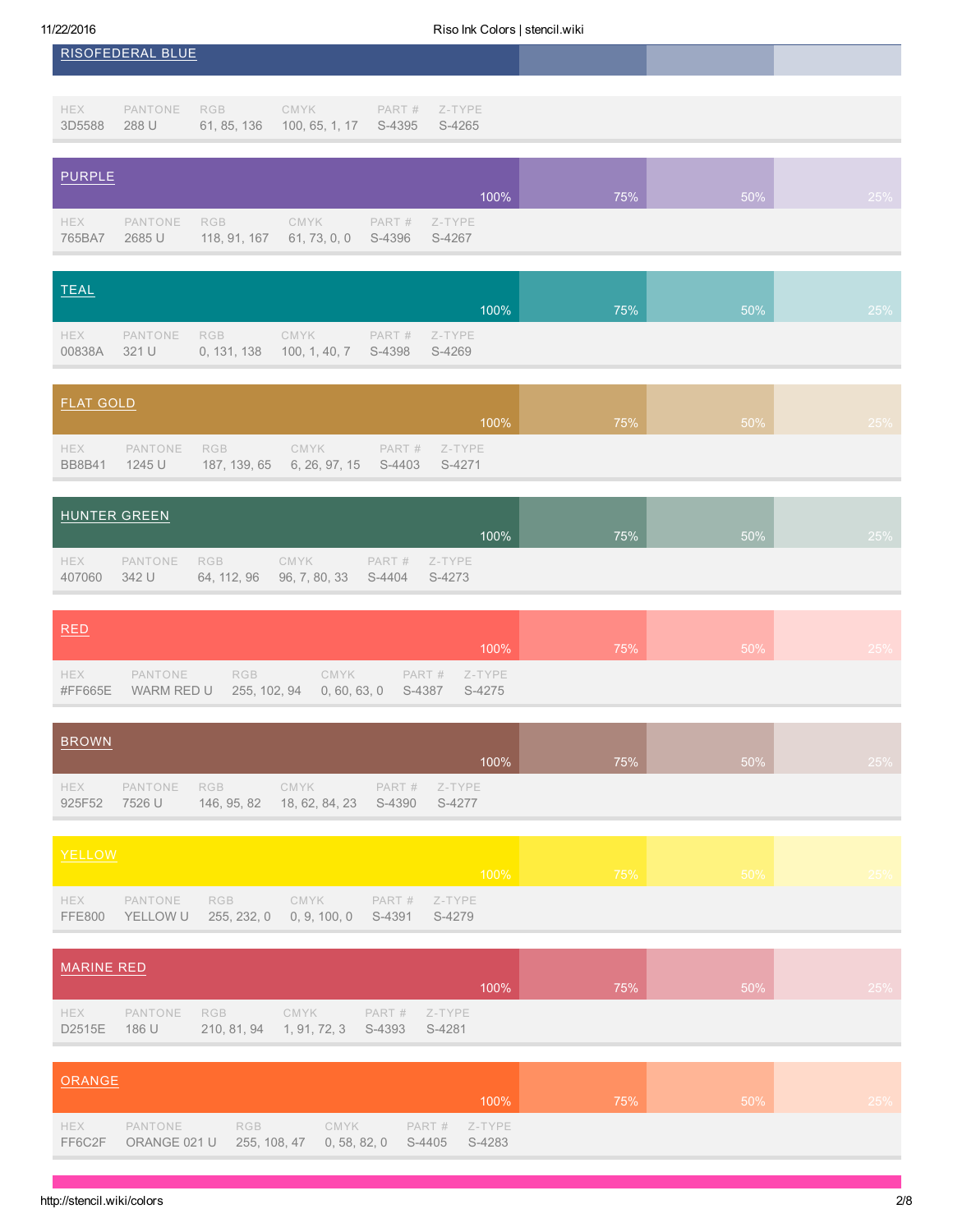## RISOFEDERAL BLUE

| HEX | PANTONE | RGB | CMYK | PART # | Z-TYPE |
| --- | --- | --- | --- | --- | --- |
| 3D5588 | 288 U | 61, 85, 136 | 100, 65, 1, 17 | S-4395 | S-4265 |

## PURPLE

100% 75% 50% 25%

| HEX | PANTONE | RGB | CMYK | PART # | Z-TYPE |
| --- | --- | --- | --- | --- | --- |
| 765BA7 | 2685 U | 118, 91, 167 | 61, 73, 0, 0 | S-4396 | S-4267 |

## TEAL

100% 75% 50% 25%

| HEX | PANTONE | RGB | CMYK | PART # | Z-TYPE |
| --- | --- | --- | --- | --- | --- |
| 00838A | 321 U | 0, 131, 138 | 100, 1, 40, 7 | S-4398 | S-4269 |

## FLAT GOLD

100% 75% 50% 25%

| HEX | PANTONE | RGB | CMYK | PART # | Z-TYPE |
| --- | --- | --- | --- | --- | --- |
| BB8B41 | 1245 U | 187, 139, 65 | 6, 26, 97, 15 | S-4403 | S-4271 |

## HUNTER GREEN

100% 75% 50% 25%

| HEX | PANTONE | RGB | CMYK | PART # | Z-TYPE |
| --- | --- | --- | --- | --- | --- |
| 407060 | 342 U | 64, 112, 96 | 96, 7, 80, 33 | S-4404 | S-4273 |

## RED

100% 75% 50% 25%

| HEX | PANTONE | RGB | CMYK | PART # | Z-TYPE |
| --- | --- | --- | --- | --- | --- |
| #FF665E | WARM RED U | 255, 102, 94 | 0, 60, 63, 0 | S-4387 | S-4275 |

## BROWN

100% 75% 50% 25%

| HEX | PANTONE | RGB | CMYK | PART # | Z-TYPE |
| --- | --- | --- | --- | --- | --- |
| 925F52 | 7526 U | 146, 95, 82 | 18, 62, 84, 23 | S-4390 | S-4277 |

## YELLOW

100% 75% 50% 25%

| HEX | PANTONE | RGB | CMYK | PART # | Z-TYPE |
| --- | --- | --- | --- | --- | --- |
| FFE800 | YELLOW U | 255, 232, 0 | 0, 9, 100, 0 | S-4391 | S-4279 |

## MARINE RED

100% 75% 50% 25%

| HEX | PANTONE | RGB | CMYK | PART # | Z-TYPE |
| --- | --- | --- | --- | --- | --- |
| D2515E | 186 U | 210, 81, 94 | 1, 91, 72, 3 | S-4393 | S-4281 |

## ORANGE

100% 75% 50% 25%

| HEX | PANTONE | RGB | CMYK | PART # | Z-TYPE |
| --- | --- | --- | --- | --- | --- |
| FF6C2F | ORANGE 021 U | 255, 108, 47 | 0, 58, 82, 0 | S-4405 | S-4283 |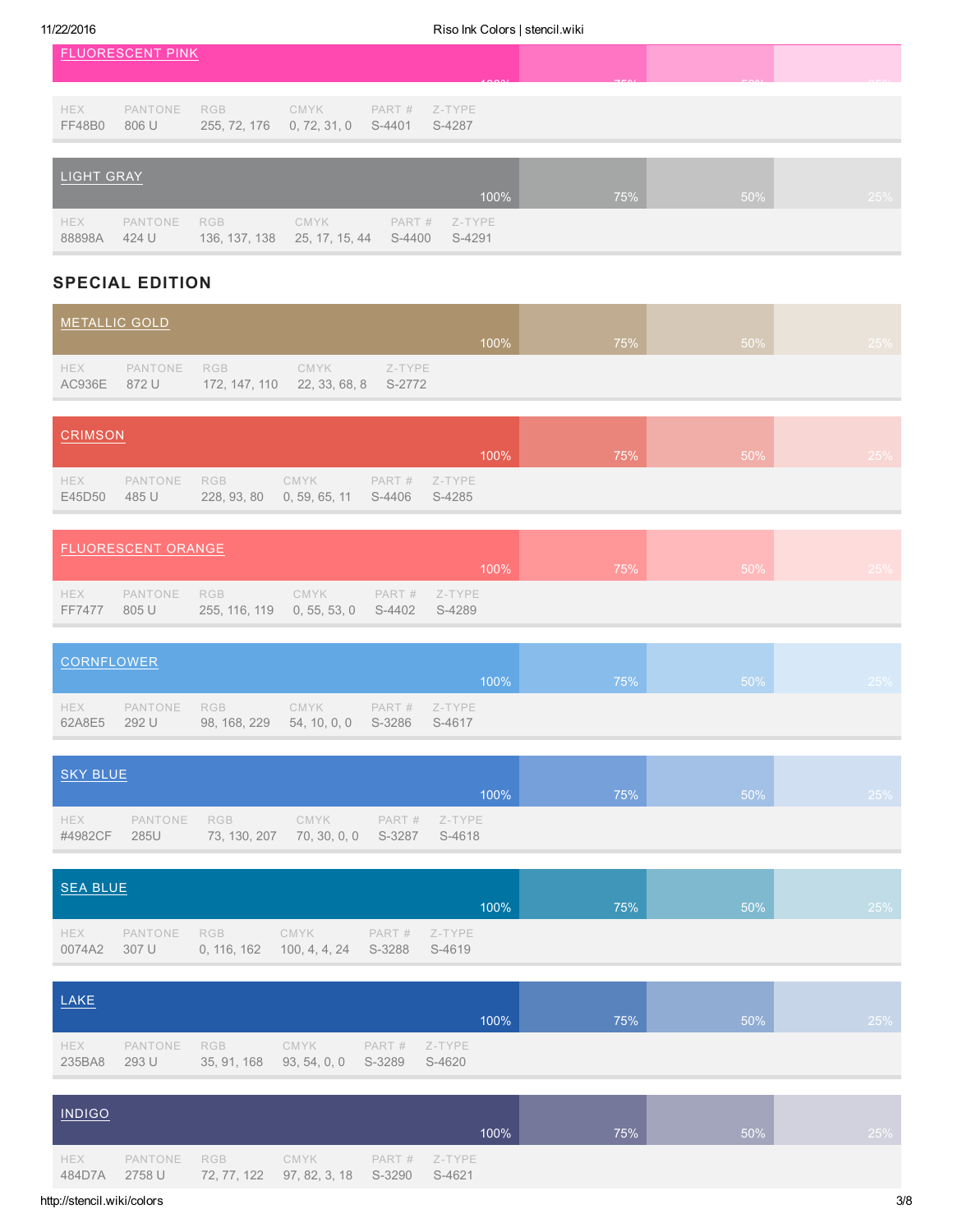FLUORESCENT PINK

| HEX | PANTONE | RGB | CMYK | PART # | Z-TYPE |
|---|---|---|---|---|---|
| FF48B0 | 806 U | 255, 72, 176 | 0, 72, 31, 0 | S-4401 | S-4287 |

LIGHT GRAY

100% 75% 50% 25%

| HEX | PANTONE | RGB | CMYK | PART # | Z-TYPE |
|---|---|---|---|---|---|
| 88898A | 424 U | 136, 137, 138 | 25, 17, 15, 44 | S-4400 | S-4291 |

## SPECIAL EDITION

METALLIC GOLD

100% 75% 50% 25%

| HEX | PANTONE | RGB | CMYK | Z-TYPE |
|---|---|---|---|---|
| AC936E | 872 U | 172, 147, 110 | 22, 33, 68, 8 | S-2772 |

CRIMSON

100% 75% 50% 25%

| HEX | PANTONE | RGB | CMYK | PART # | Z-TYPE |
|---|---|---|---|---|---|
| E45D50 | 485 U | 228, 93, 80 | 0, 59, 65, 11 | S-4406 | S-4285 |

FLUORESCENT ORANGE

100% 75% 50% 25%

| HEX | PANTONE | RGB | CMYK | PART # | Z-TYPE |
|---|---|---|---|---|---|
| FF7477 | 805 U | 255, 116, 119 | 0, 55, 53, 0 | S-4402 | S-4289 |

CORNFLOWER

100% 75% 50% 25%

| HEX | PANTONE | RGB | CMYK | PART # | Z-TYPE |
|---|---|---|---|---|---|
| 62A8E5 | 292 U | 98, 168, 229 | 54, 10, 0, 0 | S-3286 | S-4617 |

SKY BLUE

100% 75% 50% 25%

| HEX | PANTONE | RGB | CMYK | PART # | Z-TYPE |
|---|---|---|---|---|---|
| #4982CF | 285U | 73, 130, 207 | 70, 30, 0, 0 | S-3287 | S-4618 |

SEA BLUE

100% 75% 50% 25%

| HEX | PANTONE | RGB | CMYK | PART # | Z-TYPE |
|---|---|---|---|---|---|
| 0074A2 | 307 U | 0, 116, 162 | 100, 4, 4, 24 | S-3288 | S-4619 |

LAKE

100% 75% 50% 25%

| HEX | PANTONE | RGB | CMYK | PART # | Z-TYPE |
|---|---|---|---|---|---|
| 235BA8 | 293 U | 35, 91, 168 | 93, 54, 0, 0 | S-3289 | S-4620 |

INDIGO

100% 75% 50% 25%

| HEX | PANTONE | RGB | CMYK | PART # | Z-TYPE |
|---|---|---|---|---|---|
| 484D7A | 2758 U | 72, 77, 122 | 97, 82, 3, 18 | S-3290 | S-4621 |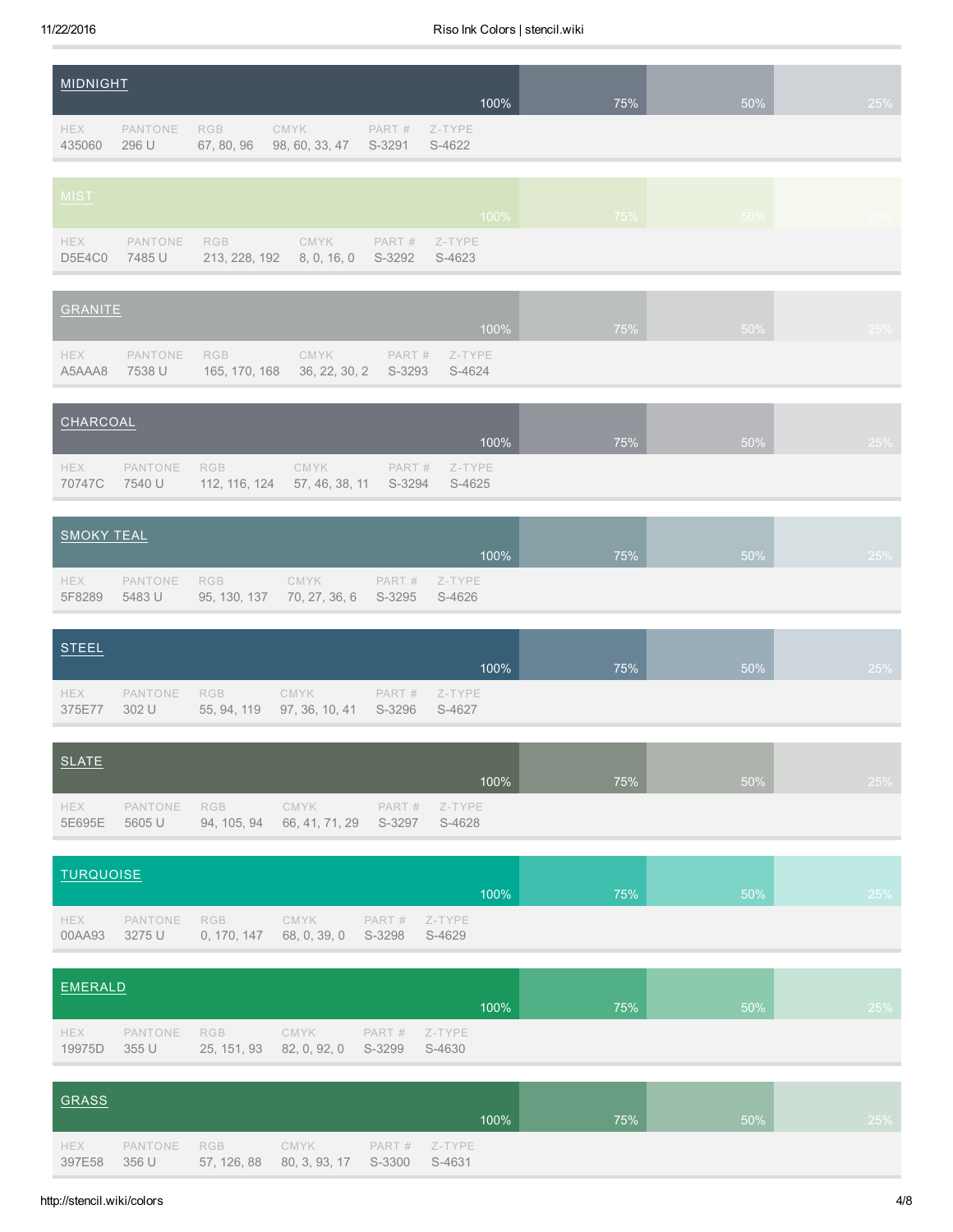## MIDNIGHT

100% | 75% | 50% | 25%

| HEX | PANTONE | RGB | CMYK | PART # | Z-TYPE |
|---|---|---|---|---|---|
| 435060 | 296 U | 67, 80, 96 | 98, 60, 33, 47 | S-3291 | S-4622 |

## MIST

100% | 75% | 50% | 25%

| HEX | PANTONE | RGB | CMYK | PART # | Z-TYPE |
|---|---|---|---|---|---|
| D5E4C0 | 7485 U | 213, 228, 192 | 8, 0, 16, 0 | S-3292 | S-4623 |

## GRANITE

100% | 75% | 50% | 25%

| HEX | PANTONE | RGB | CMYK | PART # | Z-TYPE |
|---|---|---|---|---|---|
| A5AAA8 | 7538 U | 165, 170, 168 | 36, 22, 30, 2 | S-3293 | S-4624 |

## CHARCOAL

100% | 75% | 50% | 25%

| HEX | PANTONE | RGB | CMYK | PART # | Z-TYPE |
|---|---|---|---|---|---|
| 70747C | 7540 U | 112, 116, 124 | 57, 46, 38, 11 | S-3294 | S-4625 |

## SMOKY TEAL

100% | 75% | 50% | 25%

| HEX | PANTONE | RGB | CMYK | PART # | Z-TYPE |
|---|---|---|---|---|---|
| 5F8289 | 5483 U | 95, 130, 137 | 70, 27, 36, 6 | S-3295 | S-4626 |

## STEEL

100% | 75% | 50% | 25%

| HEX | PANTONE | RGB | CMYK | PART # | Z-TYPE |
|---|---|---|---|---|---|
| 375E77 | 302 U | 55, 94, 119 | 97, 36, 10, 41 | S-3296 | S-4627 |

## SLATE

100% | 75% | 50% | 25%

| HEX | PANTONE | RGB | CMYK | PART # | Z-TYPE |
|---|---|---|---|---|---|
| 5E695E | 5605 U | 94, 105, 94 | 66, 41, 71, 29 | S-3297 | S-4628 |

## TURQUOISE

100% | 75% | 50% | 25%

| HEX | PANTONE | RGB | CMYK | PART # | Z-TYPE |
|---|---|---|---|---|---|
| 00AA93 | 3275 U | 0, 170, 147 | 68, 0, 39, 0 | S-3298 | S-4629 |

## EMERALD

100% | 75% | 50% | 25%

| HEX | PANTONE | RGB | CMYK | PART # | Z-TYPE |
|---|---|---|---|---|---|
| 19975D | 355 U | 25, 151, 93 | 82, 0, 92, 0 | S-3299 | S-4630 |

## GRASS

100% | 75% | 50% | 25%

| HEX | PANTONE | RGB | CMYK | PART # | Z-TYPE |
|---|---|---|---|---|---|
| 397E58 | 356 U | 57, 126, 88 | 80, 3, 93, 17 | S-3300 | S-4631 |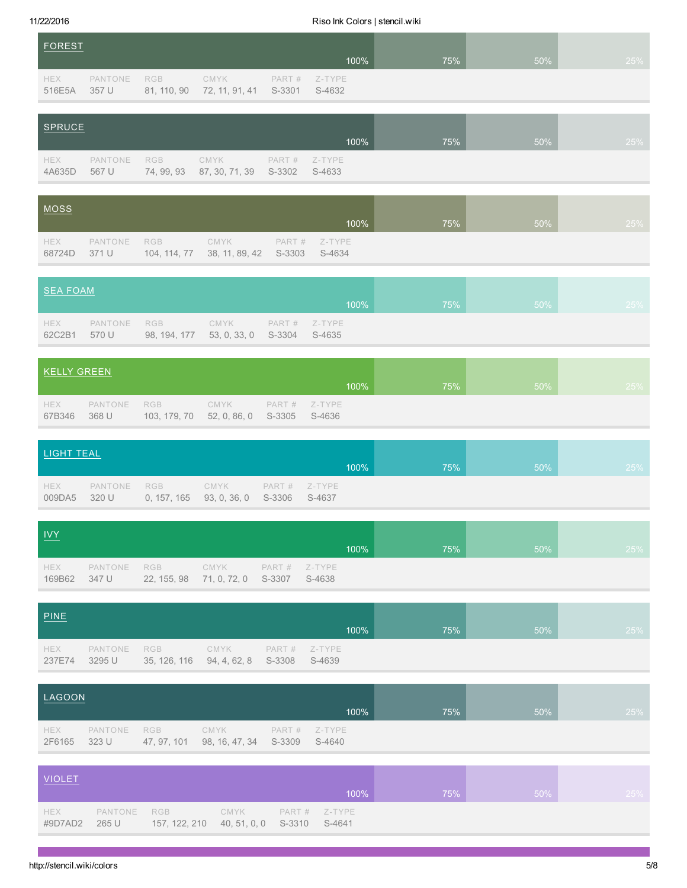## FOREST

100% | 75% | 50% | 25%

| HEX | PANTONE | RGB | CMYK | PART # | Z-TYPE |
|---|---|---|---|---|---|
| 516E5A | 357 U | 81, 110, 90 | 72, 11, 91, 41 | S-3301 | S-4632 |

## SPRUCE

100% | 75% | 50% | 25%

| HEX | PANTONE | RGB | CMYK | PART # | Z-TYPE |
|---|---|---|---|---|---|
| 4A635D | 567 U | 74, 99, 93 | 87, 30, 71, 39 | S-3302 | S-4633 |

## MOSS

100% | 75% | 50% | 25%

| HEX | PANTONE | RGB | CMYK | PART # | Z-TYPE |
|---|---|---|---|---|---|
| 68724D | 371 U | 104, 114, 77 | 38, 11, 89, 42 | S-3303 | S-4634 |

## SEA FOAM

100% | 75% | 50% | 25%

| HEX | PANTONE | RGB | CMYK | PART # | Z-TYPE |
|---|---|---|---|---|---|
| 62C2B1 | 570 U | 98, 194, 177 | 53, 0, 33, 0 | S-3304 | S-4635 |

## KELLY GREEN

100% | 75% | 50% | 25%

| HEX | PANTONE | RGB | CMYK | PART # | Z-TYPE |
|---|---|---|---|---|---|
| 67B346 | 368 U | 103, 179, 70 | 52, 0, 86, 0 | S-3305 | S-4636 |

## LIGHT TEAL

100% | 75% | 50% | 25%

| HEX | PANTONE | RGB | CMYK | PART # | Z-TYPE |
|---|---|---|---|---|---|
| 009DA5 | 320 U | 0, 157, 165 | 93, 0, 36, 0 | S-3306 | S-4637 |

## IVY

100% | 75% | 50% | 25%

| HEX | PANTONE | RGB | CMYK | PART # | Z-TYPE |
|---|---|---|---|---|---|
| 169B62 | 347 U | 22, 155, 98 | 71, 0, 72, 0 | S-3307 | S-4638 |

## PINE

100% | 75% | 50% | 25%

| HEX | PANTONE | RGB | CMYK | PART # | Z-TYPE |
|---|---|---|---|---|---|
| 237E74 | 3295 U | 35, 126, 116 | 94, 4, 62, 8 | S-3308 | S-4639 |

## LAGOON

100% | 75% | 50% | 25%

| HEX | PANTONE | RGB | CMYK | PART # | Z-TYPE |
|---|---|---|---|---|---|
| 2F6165 | 323 U | 47, 97, 101 | 98, 16, 47, 34 | S-3309 | S-4640 |

## VIOLET

100% | 75% | 50% | 25%

| HEX | PANTONE | RGB | CMYK | PART # | Z-TYPE |
|---|---|---|---|---|---|
| #9D7AD2 | 265 U | 157, 122, 210 | 40, 51, 0, 0 | S-3310 | S-4641 |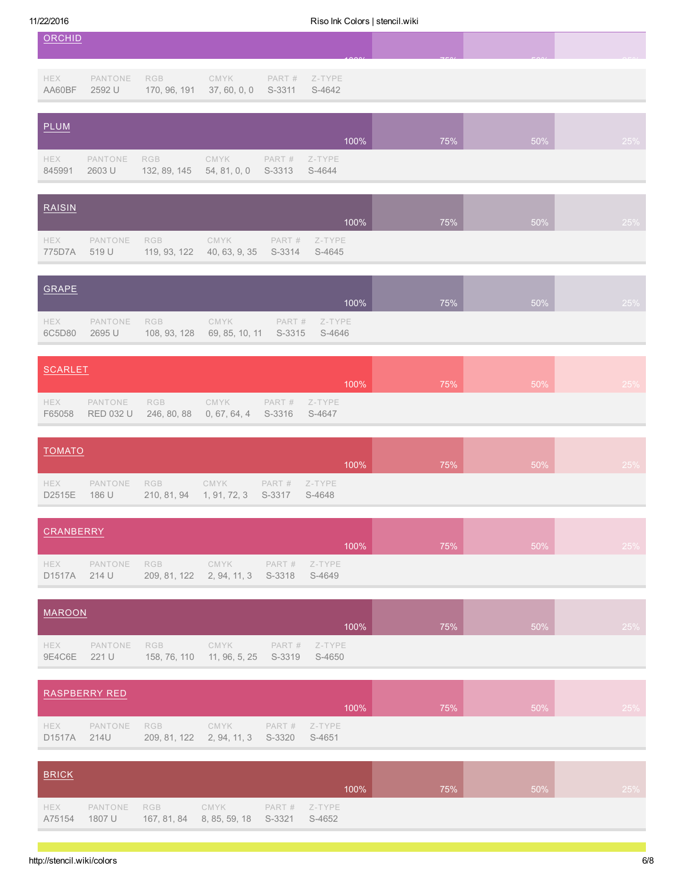## ORCHID

100% | 75% | 50% | 25%

| HEX | PANTONE | RGB | CMYK | PART # | Z-TYPE |
|---|---|---|---|---|---|
| AA60BF | 2592 U | 170, 96, 191 | 37, 60, 0, 0 | S-3311 | S-4642 |

## PLUM

100% | 75% | 50% | 25%

| HEX | PANTONE | RGB | CMYK | PART # | Z-TYPE |
|---|---|---|---|---|---|
| 845991 | 2603 U | 132, 89, 145 | 54, 81, 0, 0 | S-3313 | S-4644 |

## RAISIN

100% | 75% | 50% | 25%

| HEX | PANTONE | RGB | CMYK | PART # | Z-TYPE |
|---|---|---|---|---|---|
| 775D7A | 519 U | 119, 93, 122 | 40, 63, 9, 35 | S-3314 | S-4645 |

## GRAPE

100% | 75% | 50% | 25%

| HEX | PANTONE | RGB | CMYK | PART # | Z-TYPE |
|---|---|---|---|---|---|
| 6C5D80 | 2695 U | 108, 93, 128 | 69, 85, 10, 11 | S-3315 | S-4646 |

## SCARLET

100% | 75% | 50% | 25%

| HEX | PANTONE | RGB | CMYK | PART # | Z-TYPE |
|---|---|---|---|---|---|
| F65058 | RED 032 U | 246, 80, 88 | 0, 67, 64, 4 | S-3316 | S-4647 |

## TOMATO

100% | 75% | 50% | 25%

| HEX | PANTONE | RGB | CMYK | PART # | Z-TYPE |
|---|---|---|---|---|---|
| D2515E | 186 U | 210, 81, 94 | 1, 91, 72, 3 | S-3317 | S-4648 |

## CRANBERRY

100% | 75% | 50% | 25%

| HEX | PANTONE | RGB | CMYK | PART # | Z-TYPE |
|---|---|---|---|---|---|
| D1517A | 214 U | 209, 81, 122 | 2, 94, 11, 3 | S-3318 | S-4649 |

## MAROON

100% | 75% | 50% | 25%

| HEX | PANTONE | RGB | CMYK | PART # | Z-TYPE |
|---|---|---|---|---|---|
| 9E4C6E | 221 U | 158, 76, 110 | 11, 96, 5, 25 | S-3319 | S-4650 |

## RASPBERRY RED

100% | 75% | 50% | 25%

| HEX | PANTONE | RGB | CMYK | PART # | Z-TYPE |
|---|---|---|---|---|---|
| D1517A | 214U | 209, 81, 122 | 2, 94, 11, 3 | S-3320 | S-4651 |

## BRICK

100% | 75% | 50% | 25%

| HEX | PANTONE | RGB | CMYK | PART # | Z-TYPE |
|---|---|---|---|---|---|
| A75154 | 1807 U | 167, 81, 84 | 8, 85, 59, 18 | S-3321 | S-4652 |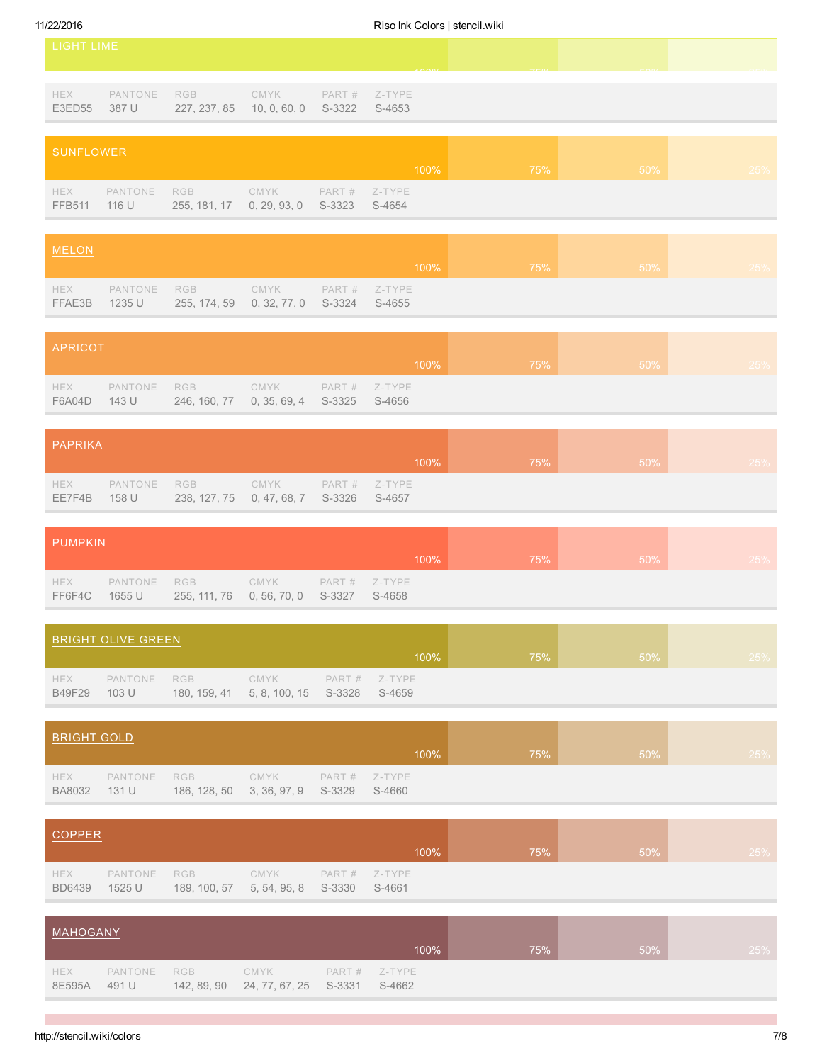## LIGHT LIME

| HEX | PANTONE | RGB | CMYK | PART # | Z-TYPE |
|---|---|---|---|---|---|
| E3ED55 | 387 U | 227, 237, 85 | 10, 0, 60, 0 | S-3322 | S-4653 |

## SUNFLOWER

100% 75% 50% 25%

| HEX | PANTONE | RGB | CMYK | PART # | Z-TYPE |
|---|---|---|---|---|---|
| FFB511 | 116 U | 255, 181, 17 | 0, 29, 93, 0 | S-3323 | S-4654 |

## MELON

100% 75% 50% 25%

| HEX | PANTONE | RGB | CMYK | PART # | Z-TYPE |
|---|---|---|---|---|---|
| FFAE3B | 1235 U | 255, 174, 59 | 0, 32, 77, 0 | S-3324 | S-4655 |

## APRICOT

100% 75% 50% 25%

| HEX | PANTONE | RGB | CMYK | PART # | Z-TYPE |
|---|---|---|---|---|---|
| F6A04D | 143 U | 246, 160, 77 | 0, 35, 69, 4 | S-3325 | S-4656 |

## PAPRIKA

100% 75% 50% 25%

| HEX | PANTONE | RGB | CMYK | PART # | Z-TYPE |
|---|---|---|---|---|---|
| EE7F4B | 158 U | 238, 127, 75 | 0, 47, 68, 7 | S-3326 | S-4657 |

## PUMPKIN

100% 75% 50% 25%

| HEX | PANTONE | RGB | CMYK | PART # | Z-TYPE |
|---|---|---|---|---|---|
| FF6F4C | 1655 U | 255, 111, 76 | 0, 56, 70, 0 | S-3327 | S-4658 |

## BRIGHT OLIVE GREEN

100% 75% 50% 25%

| HEX | PANTONE | RGB | CMYK | PART # | Z-TYPE |
|---|---|---|---|---|---|
| B49F29 | 103 U | 180, 159, 41 | 5, 8, 100, 15 | S-3328 | S-4659 |

## BRIGHT GOLD

100% 75% 50% 25%

| HEX | PANTONE | RGB | CMYK | PART # | Z-TYPE |
|---|---|---|---|---|---|
| BA8032 | 131 U | 186, 128, 50 | 3, 36, 97, 9 | S-3329 | S-4660 |

## COPPER

100% 75% 50% 25%

| HEX | PANTONE | RGB | CMYK | PART # | Z-TYPE |
|---|---|---|---|---|---|
| BD6439 | 1525 U | 189, 100, 57 | 5, 54, 95, 8 | S-3330 | S-4661 |

## MAHOGANY

100% 75% 50% 25%

| HEX | PANTONE | RGB | CMYK | PART # | Z-TYPE |
|---|---|---|---|---|---|
| 8E595A | 491 U | 142, 89, 90 | 24, 77, 67, 25 | S-3331 | S-4662 |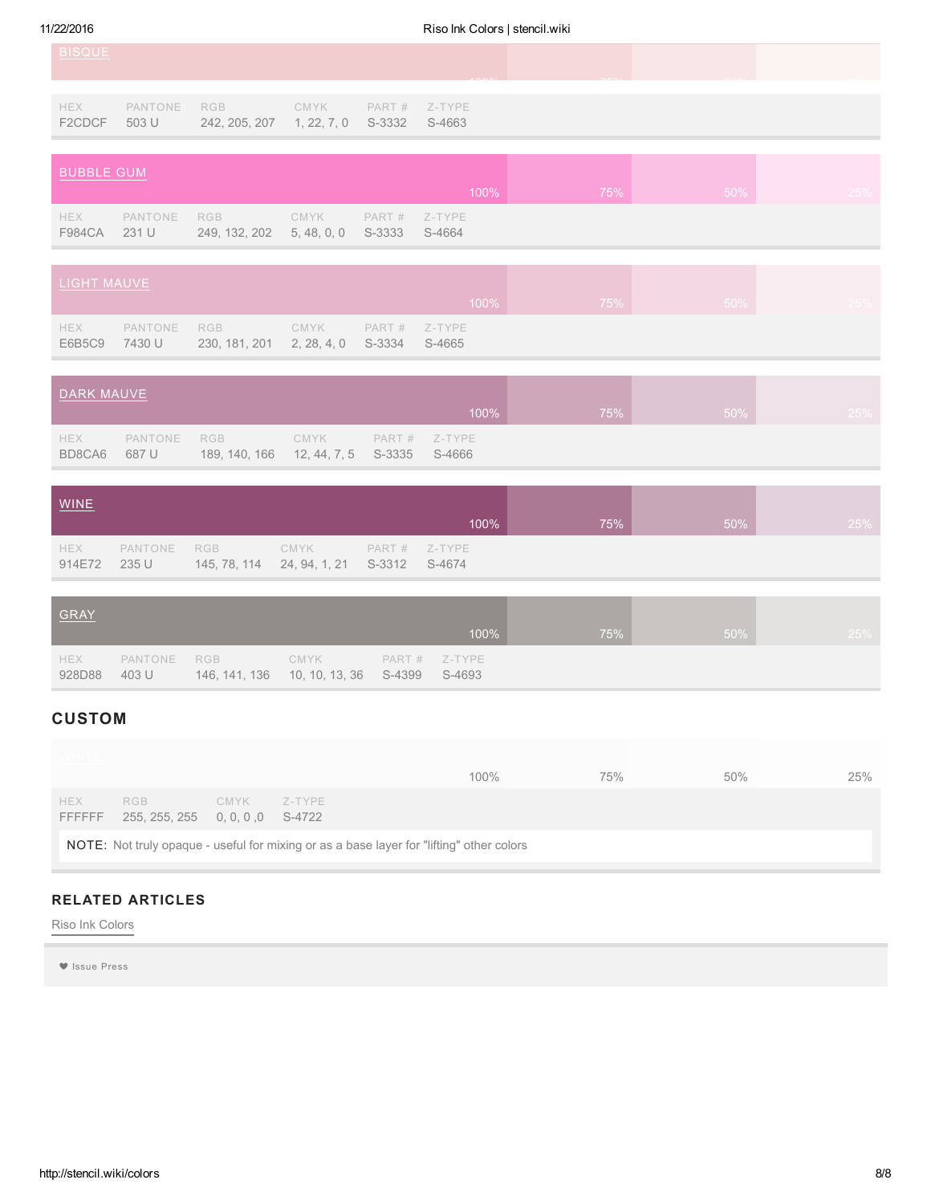BISQUE

100% 75% 50% 25%

| HEX | PANTONE | RGB | CMYK | PART # | Z-TYPE |
|---|---|---|---|---|---|
| F2CDCF | 503 U | 242, 205, 207 | 1, 22, 7, 0 | S-3332 | S-4663 |

BUBBLE GUM

100% 75% 50% 25%

| HEX | PANTONE | RGB | CMYK | PART # | Z-TYPE |
|---|---|---|---|---|---|
| F984CA | 231 U | 249, 132, 202 | 5, 48, 0, 0 | S-3333 | S-4664 |

LIGHT MAUVE

100% 75% 50% 25%

| HEX | PANTONE | RGB | CMYK | PART # | Z-TYPE |
|---|---|---|---|---|---|
| E6B5C9 | 7430 U | 230, 181, 201 | 2, 28, 4, 0 | S-3334 | S-4665 |

DARK MAUVE

100% 75% 50% 25%

| HEX | PANTONE | RGB | CMYK | PART # | Z-TYPE |
|---|---|---|---|---|---|
| BD8CA6 | 687 U | 189, 140, 166 | 12, 44, 7, 5 | S-3335 | S-4666 |

WINE

100% 75% 50% 25%

| HEX | PANTONE | RGB | CMYK | PART # | Z-TYPE |
|---|---|---|---|---|---|
| 914E72 | 235 U | 145, 78, 114 | 24, 94, 1, 21 | S-3312 | S-4674 |

GRAY

100% 75% 50% 25%

| HEX | PANTONE | RGB | CMYK | PART # | Z-TYPE |
|---|---|---|---|---|---|
| 928D88 | 403 U | 146, 141, 136 | 10, 10, 13, 36 | S-4399 | S-4693 |

## CUSTOM

WHITE

100% 75% 50% 25%

| HEX | RGB | CMYK | Z-TYPE |
|---|---|---|---|
| FFFFFF | 255, 255, 255 | 0, 0, 0 ,0 | S-4722 |

NOTE: Not truly opaque - useful for mixing or as a base layer for "lifting" other colors

## RELATED ARTICLES

Riso Ink Colors

♥ Issue Press